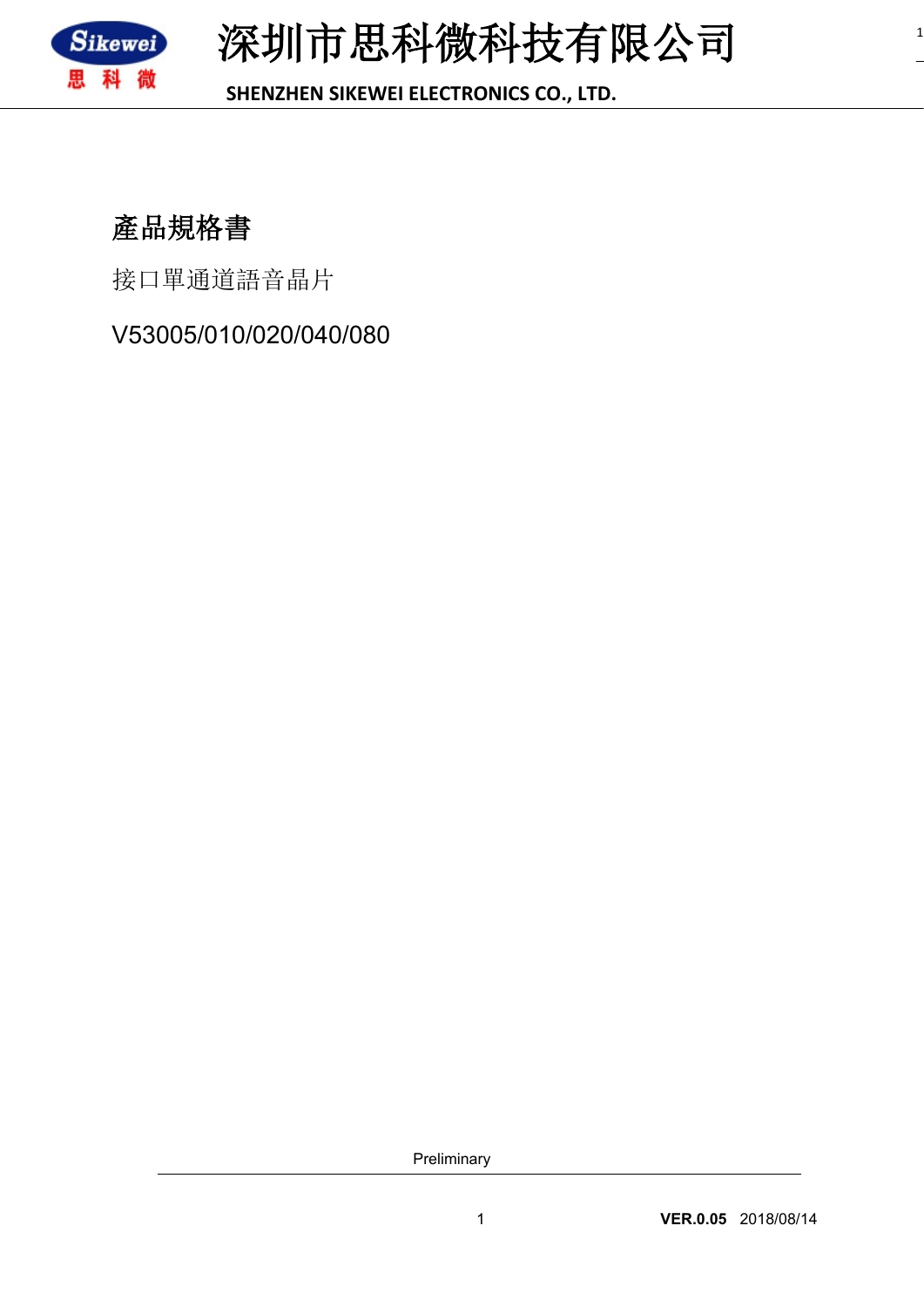# 深圳市思科微科技有限公司

SHENZHEN SIKEWEI ELECTRONICS CO., LTD.

## 產品規格書

接口單通道語音晶片

V53005/010/020/040/080

Preliminary

VER.0.05 2018/08/14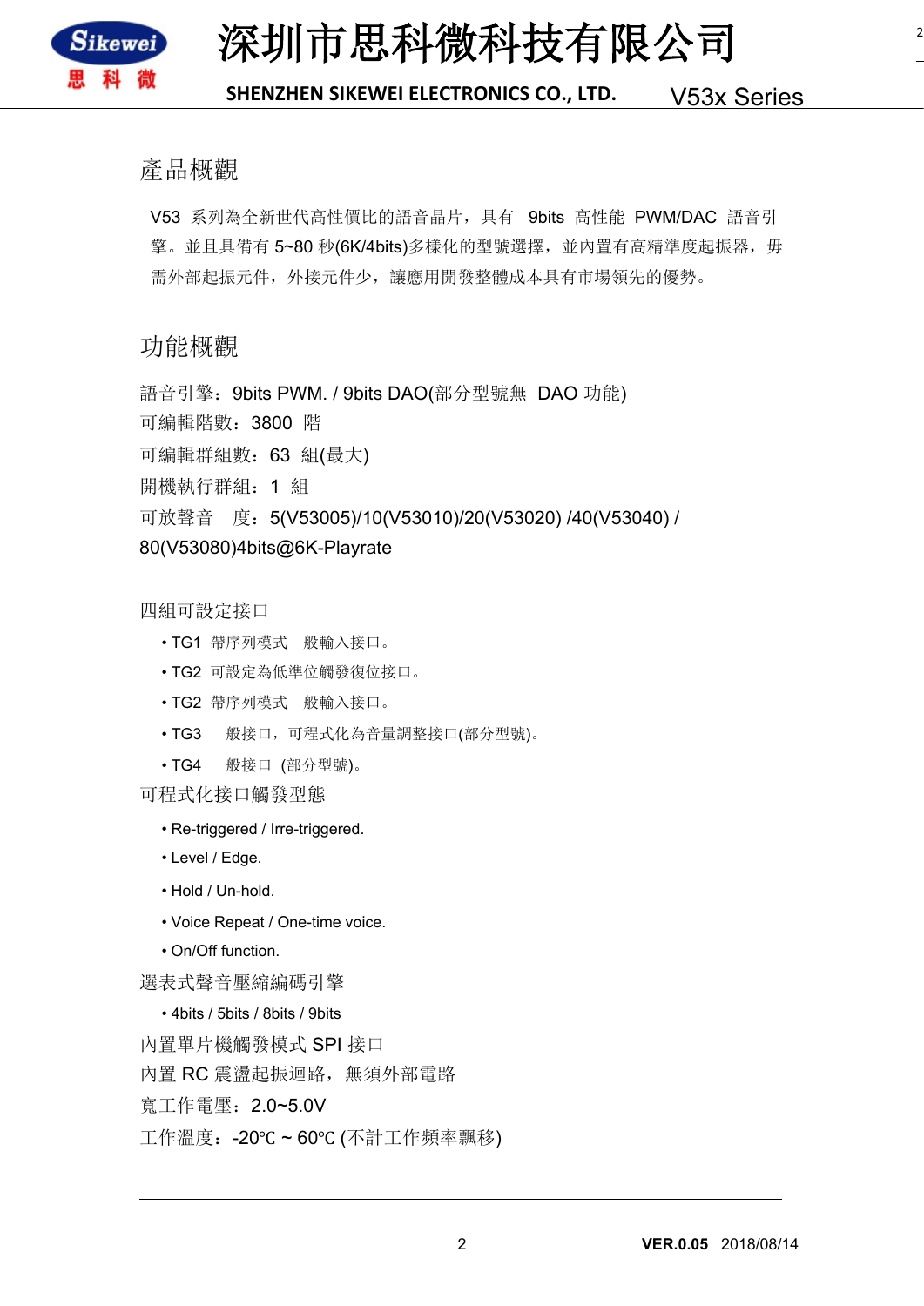## 產品概觀

V53 系列為全新世代高性價比的語音晶片，具有 9bits 高性能 PWM/DAC 語音引擎。並且具備有 5~80 秒(6K/4bits)多樣化的型號選擇，並內置有高精準度起振器，毋需外部起振元件，外接元件少，讓應用開發整體成本具有市場領先的優勢。

## 功能概觀

語音引擎：9bits PWM. / 9bits DAO(部分型號無 DAO 功能)

可編輯階數：3800 階

可編輯群組數：63 組(最大)

開機執行群組：1 組

可放聲音 度：5(V53005)/10(V53010)/20(V53020) /40(V53040) / 80(V53080)4bits@6K-Playrate

四組可設定接口

- TG1 帶序列模式 般輸入接口。
- TG2 可設定為低準位觸發復位接口。
- TG2 帶序列模式 般輸入接口。
- TG3 般接口，可程式化為音量調整接口(部分型號)。
- TG4 般接口 (部分型號)。

可程式化接口觸發型態

- Re-triggered / Irre-triggered.
- Level / Edge.
- Hold / Un-hold.
- Voice Repeat / One-time voice.
- On/Off function.

選表式聲音壓縮編碼引擎

- 4bits / 5bits / 8bits / 9bits

內置單片機觸發模式 SPI 接口

內置 RC 震盪起振迴路，無須外部電路

寬工作電壓：2.0~5.0V

工作溫度：-20℃ ~ 60℃ (不計工作頻率飄移)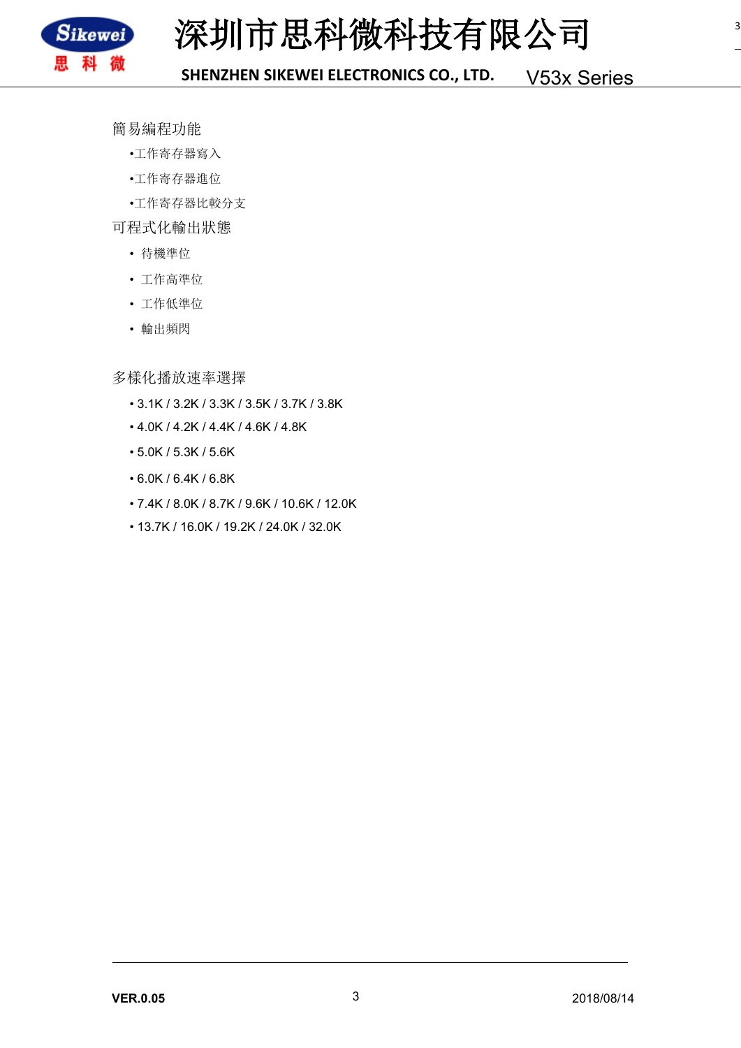簡易編程功能

- 工作寄存器寫入
- 工作寄存器進位
- 工作寄存器比較分支

可程式化輸出狀態

- 待機準位
- 工作高準位
- 工作低準位
- 輸出頻閃

多樣化播放速率選擇

- 3.1K / 3.2K / 3.3K / 3.5K / 3.7K / 3.8K
- 4.0K / 4.2K / 4.4K / 4.6K / 4.8K
- 5.0K / 5.3K / 5.6K
- 6.0K / 6.4K / 6.8K
- 7.4K / 8.0K / 8.7K / 9.6K / 10.6K / 12.0K
- 13.7K / 16.0K / 19.2K / 24.0K / 32.0K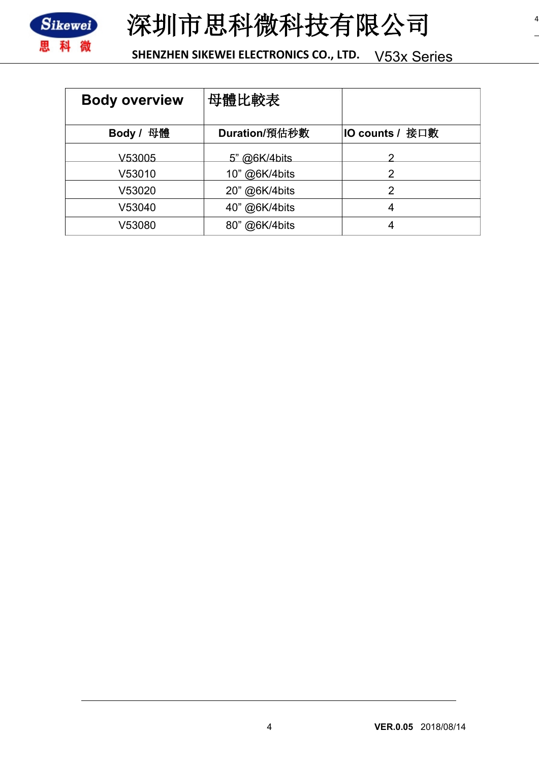| Body overview | 母體比較表 | |
|---|---|---|
| **Body / 母體** | **Duration/預估秒數** | **IO counts / 接口數** |
| V53005 | 5” @6K/4bits | 2 |
| V53010 | 10” @6K/4bits | 2 |
| V53020 | 20” @6K/4bits | 2 |
| V53040 | 40” @6K/4bits | 4 |
| V53080 | 80” @6K/4bits | 4 |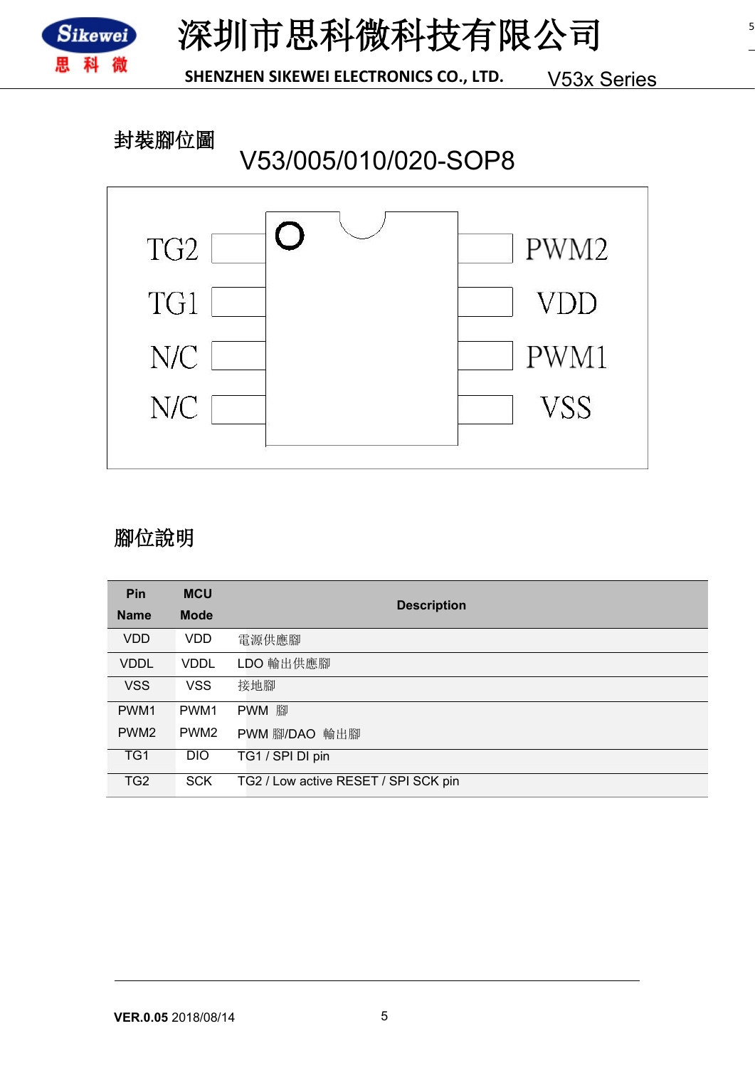## 封裝腳位圖

V53/005/010/020-SOP8

| Left | Right |
|---|---|
| TG2 | PWM2 |
| TG1 | VDD |
| N/C | PWM1 |
| N/C | VSS |

## 腳位說明

| Pin Name | MCU Mode | Description |
|---|---|---|
| VDD | VDD | 電源供應腳 |
| VDDL | VDDL | LDO 輸出供應腳 |
| VSS | VSS | 接地腳 |
| PWM1 | PWM1 | PWM 腳 |
| PWM2 | PWM2 | PWM 腳/DAO 輸出腳 |
| TG1 | DIO | TG1 / SPI DI pin |
| TG2 | SCK | TG2 / Low active RESET / SPI SCK pin |

**VER.0.05** 2018/08/14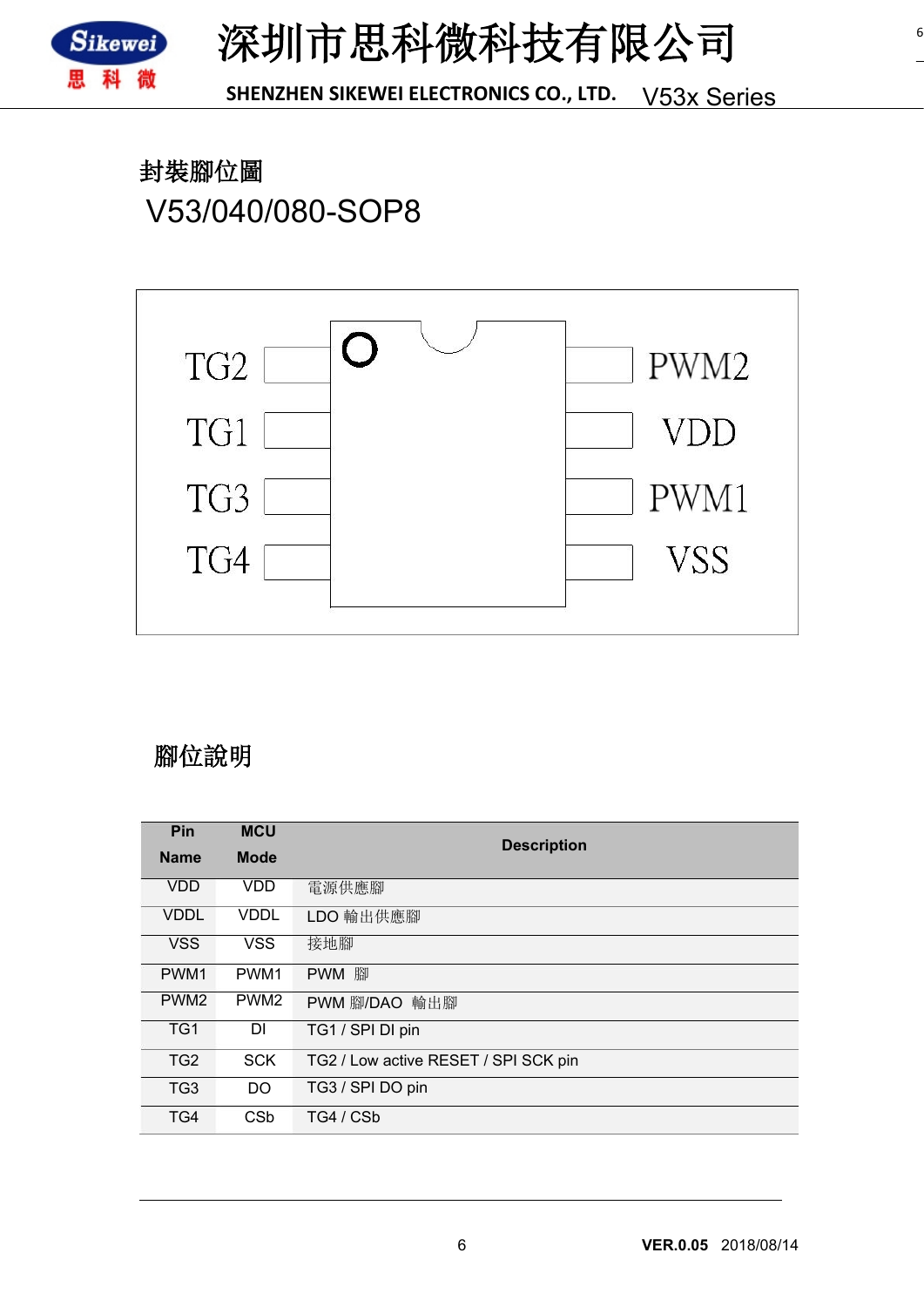## 封裝腳位圖

V53/040/080-SOP8

| Left pin | | Right pin |
|---|---|---|
| TG2 | | PWM2 |
| TG1 | | VDD |
| TG3 | | PWM1 |
| TG4 | | VSS |

## 腳位說明

| Pin Name | MCU Mode | Description |
|---|---|---|
| VDD | VDD | 電源供應腳 |
| VDDL | VDDL | LDO 輸出供應腳 |
| VSS | VSS | 接地腳 |
| PWM1 | PWM1 | PWM 腳 |
| PWM2 | PWM2 | PWM 腳/DAO 輸出腳 |
| TG1 | DI | TG1 / SPI DI pin |
| TG2 | SCK | TG2 / Low active RESET / SPI SCK pin |
| TG3 | DO | TG3 / SPI DO pin |
| TG4 | CSb | TG4 / CSb |

VER.0.05 2018/08/14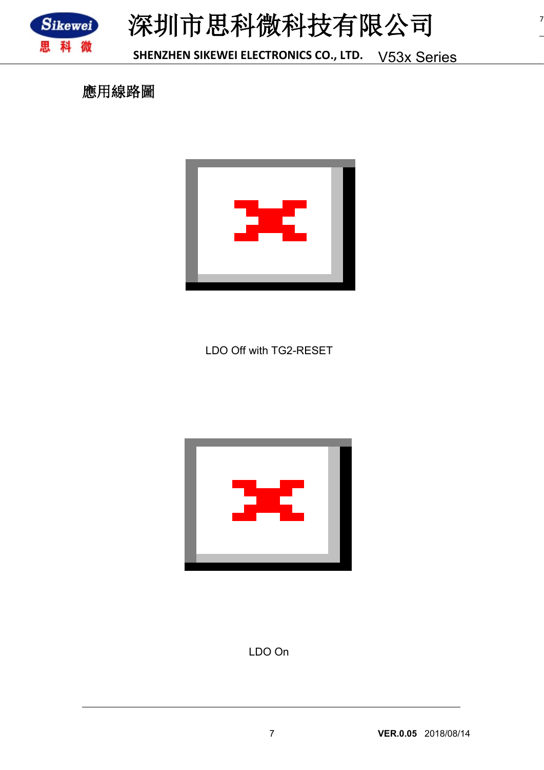# 應用線路圖

LDO Off with TG2-RESET

LDO On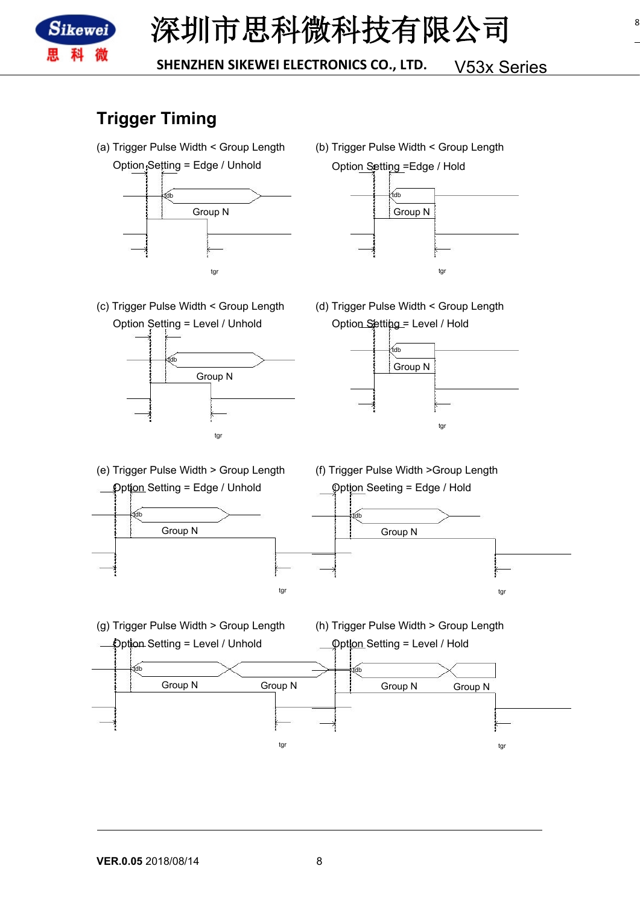## Trigger Timing

(a) Trigger Pulse Width < Group Length

Option Setting = Edge / Unhold

tdb

Group N

tgr

(b) Trigger Pulse Width < Group Length

Option Setting =Edge / Hold

tdb

Group N

tgr

(c) Trigger Pulse Width < Group Length

Option Setting = Level / Unhold

tdb

Group N

tgr

(d) Trigger Pulse Width < Group Length

Option Setting = Level / Hold

tdb

Group N

tgr

(e) Trigger Pulse Width > Group Length

Option Setting = Edge / Unhold

tdb

Group N

tgr

(f) Trigger Pulse Width >Group Length

Option Seeting = Edge / Hold

tdb

Group N

tgr

(g) Trigger Pulse Width > Group Length

Option Setting = Level / Unhold

tdb

Group N Group N

tgr

(h) Trigger Pulse Width > Group Length

Option Setting = Level / Hold

tdb

Group N Group N

tgr

**VER.0.05** 2018/08/14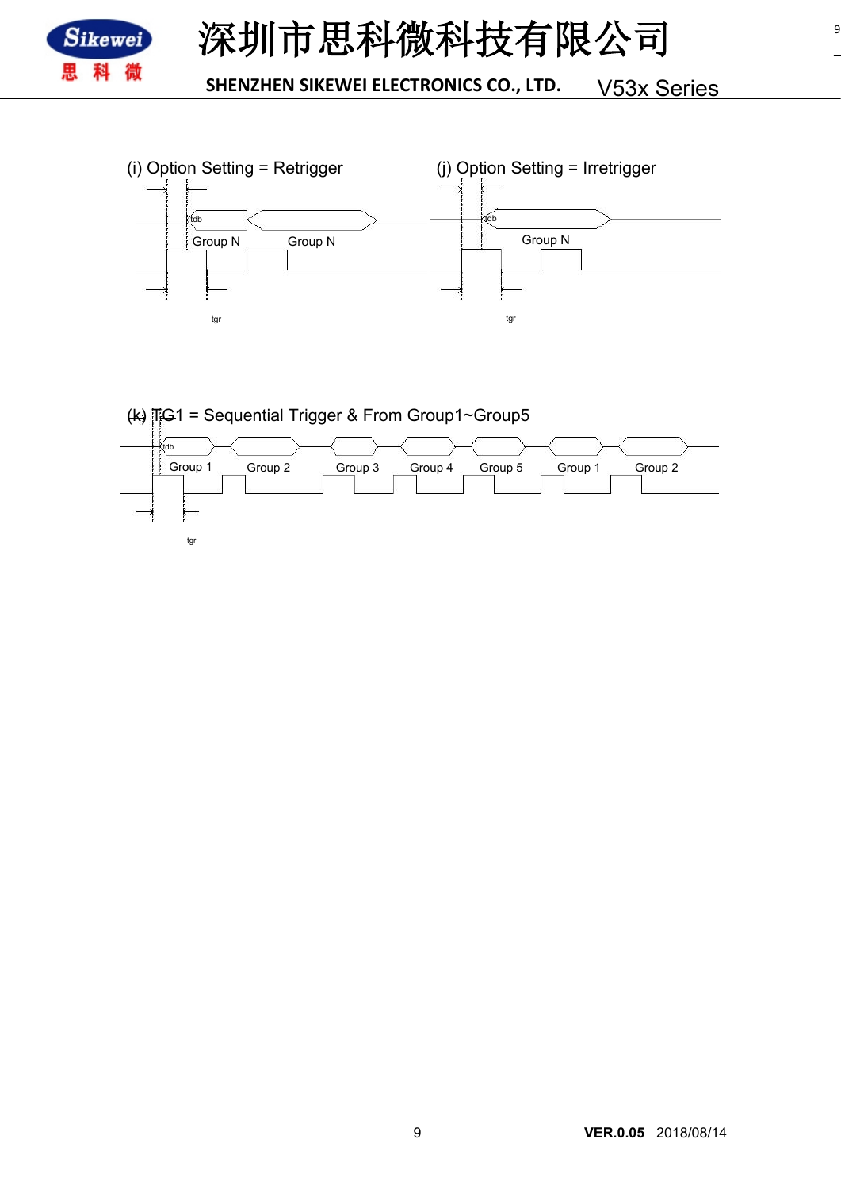(i) Option Setting = Retrigger

tdb

Group N Group N

tgr

(j) Option Setting = Irretrigger

tdb

Group N

tgr

(k) TG1 = Sequential Trigger & From Group1~Group5

tdb

Group 1 Group 2 Group 3 Group 4 Group 5 Group 1 Group 2

tgr

**VER.0.05** 2018/08/14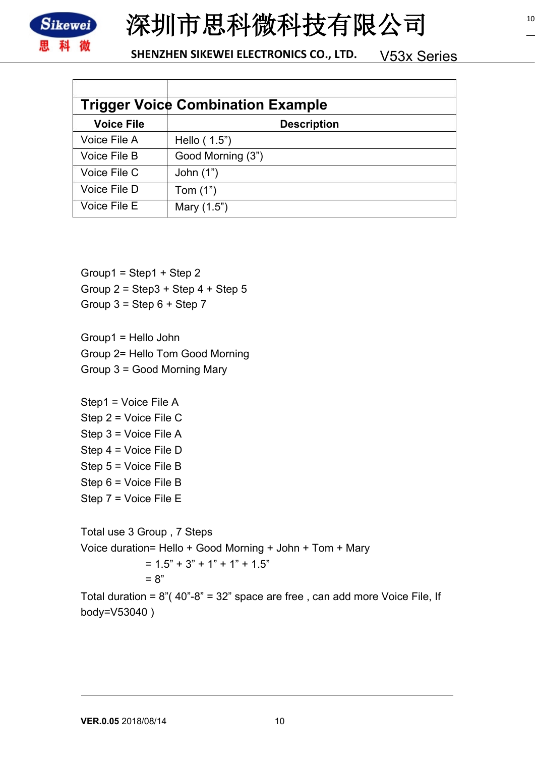| Trigger Voice Combination Example | |
|---|---|
| **Voice File** | **Description** |
| Voice File A | Hello ( 1.5”) |
| Voice File B | Good Morning (3”) |
| Voice File C | John (1”) |
| Voice File D | Tom (1”) |
| Voice File E | Mary (1.5”) |

Group1 = Step1 + Step 2
Group 2 = Step3 + Step 4 + Step 5
Group 3 = Step 6 + Step 7

Group1 = Hello John
Group 2= Hello Tom Good Morning
Group 3 = Good Morning Mary

Step1 = Voice File A
Step 2 = Voice File C
Step 3 = Voice File A
Step 4 = Voice File D
Step 5 = Voice File B
Step 6 = Voice File B
Step 7 = Voice File E

Total use 3 Group , 7 Steps
Voice duration= Hello + Good Morning + John + Tom + Mary
= 1.5” + 3” + 1” + 1” + 1.5”
= 8”

Total duration = 8”( 40”-8” = 32” space are free , can add more Voice File, If body=V53040 )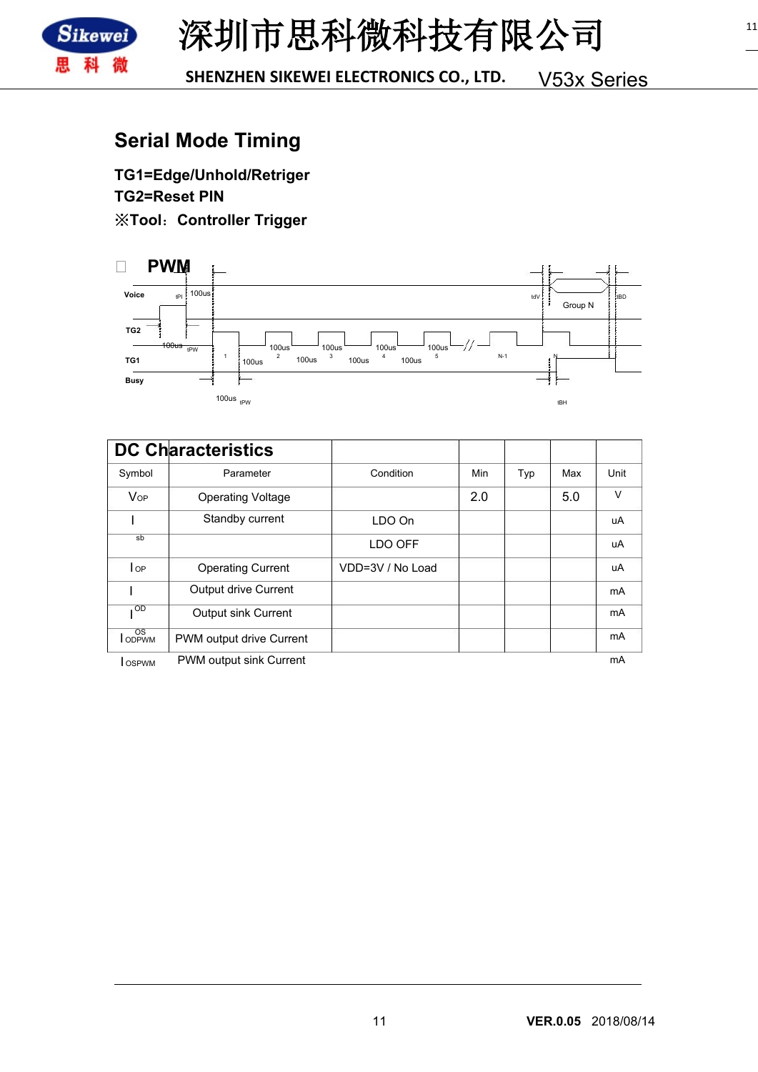## Serial Mode Timing

**TG1=Edge/Unhold/Retriger**
**TG2=Reset PIN**
**※Tool：Controller Trigger**

□ **PWM**

Voice tPI 100us tdV Group N tBD

TG2

100us tPW 100us 100us 100us 100us

TG1 1 100us 2 100us 3 100us 4 100us 5 N-1 N

Busy

100us tPW tBH

| DC Characteristics | | | | | | |
|---|---|---|---|---|---|---|
| Symbol | Parameter | Condition | Min | Typ | Max | Unit |
| $V_{OP}$ | Operating Voltage | | 2.0 | | 5.0 | V |
| $I_{sb}$ | Standby current | LDO On | | | | uA |
| | | LDO OFF | | | | uA |
| $I_{OP}$ | Operating Current | VDD=3V / No Load | | | | uA |
| $I_{OD}$ | Output drive Current | | | | | mA |
| $I_{OS}$ | Output sink Current | | | | | mA |
| $I_{ODPWM}$ | PWM output drive Current | | | | | mA |
| $I_{OSPWM}$ | PWM output sink Current | | | | | mA |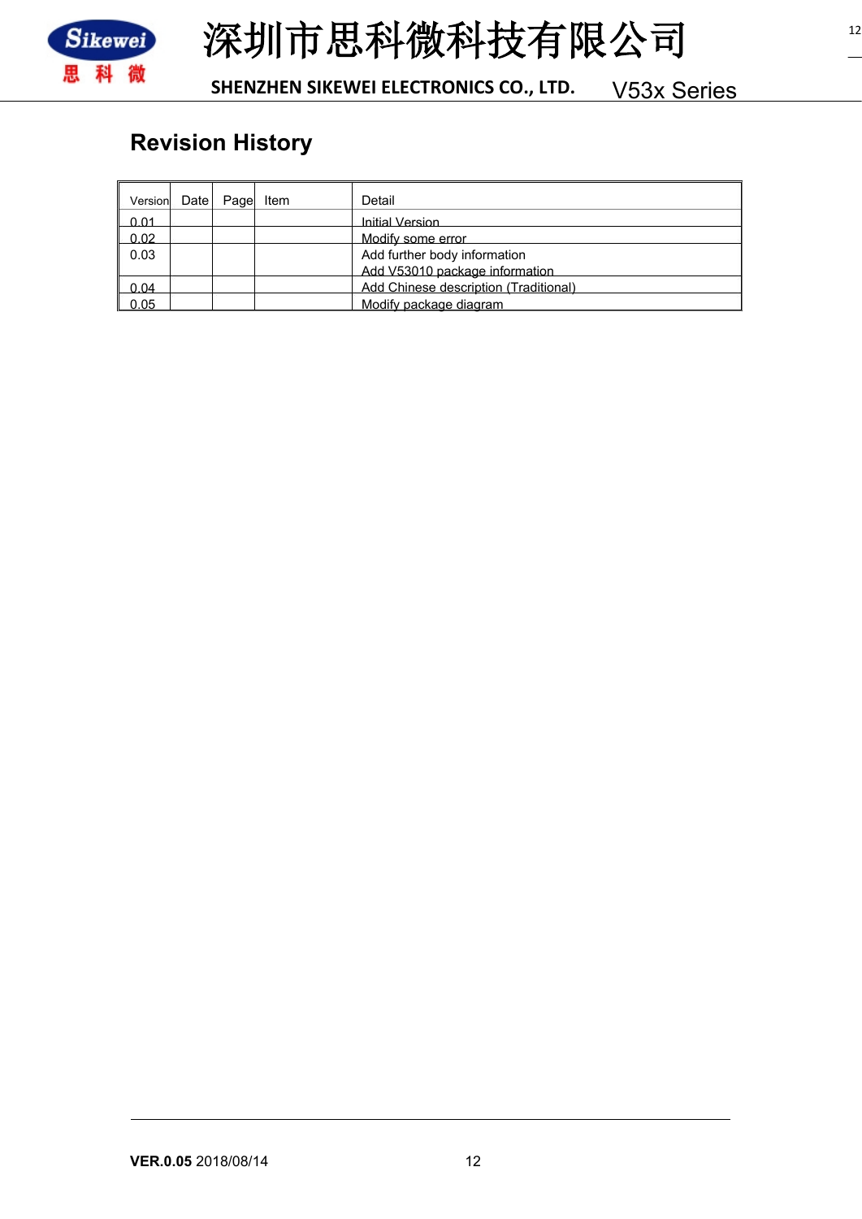## Revision History

| Version | Date | Page | Item | Detail |
|---|---|---|---|---|
| 0.01 | | | | Initial Version |
| 0.02 | | | | Modify some error |
| 0.03 | | | | Add further body information<br>Add V53010 package information |
| 0.04 | | | | Add Chinese description (Traditional) |
| 0.05 | | | | Modify package diagram |